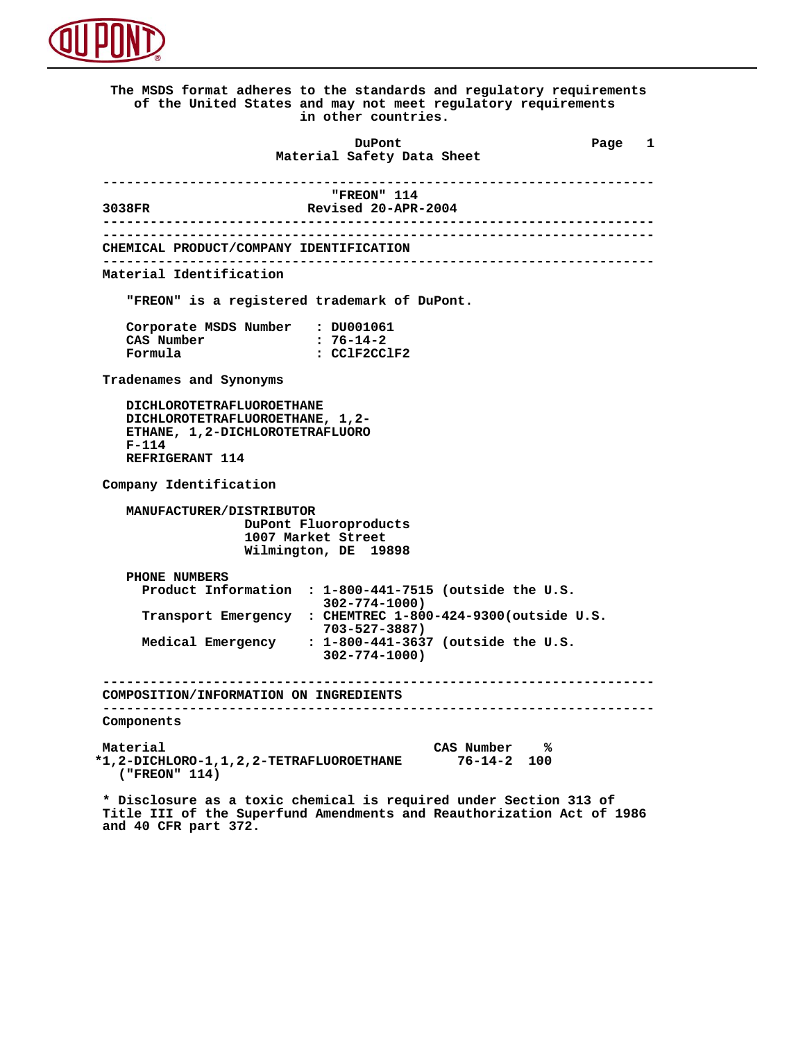The MSDS format adheres to the standards and regulatory requirements of the United States and may not meet regulatory requirements in other countries.

# DuPont
# Material Safety Data Sheet

## "FREON" 114

3038FR — Revised 20-APR-2004

## CHEMICAL PRODUCT/COMPANY IDENTIFICATION

### Material Identification

"FREON" is a registered trademark of DuPont.

Corporate MSDS Number : DU001061
CAS Number : 76-14-2
Formula : CClF2CClF2

### Tradenames and Synonyms

DICHLOROTETRAFLUOROETHANE
DICHLOROTETRAFLUOROETHANE, 1,2-
ETHANE, 1,2-DICHLOROTETRAFLUORO
F-114
REFRIGERANT 114

### Company Identification

MANUFACTURER/DISTRIBUTOR
DuPont Fluoroproducts
1007 Market Street
Wilmington, DE 19898

PHONE NUMBERS

- Product Information : 1-800-441-7515 (outside the U.S. 302-774-1000)
- Transport Emergency : CHEMTREC 1-800-424-9300(outside U.S. 703-527-3887)
- Medical Emergency : 1-800-441-3637 (outside the U.S. 302-774-1000)

## COMPOSITION/INFORMATION ON INGREDIENTS

### Components

| Material | CAS Number | % |
|---|---|---|
| *1,2-DICHLORO-1,1,2,2-TETRAFLUOROETHANE ("FREON" 114) | 76-14-2 | 100 |

* Disclosure as a toxic chemical is required under Section 313 of Title III of the Superfund Amendments and Reauthorization Act of 1986 and 40 CFR part 372.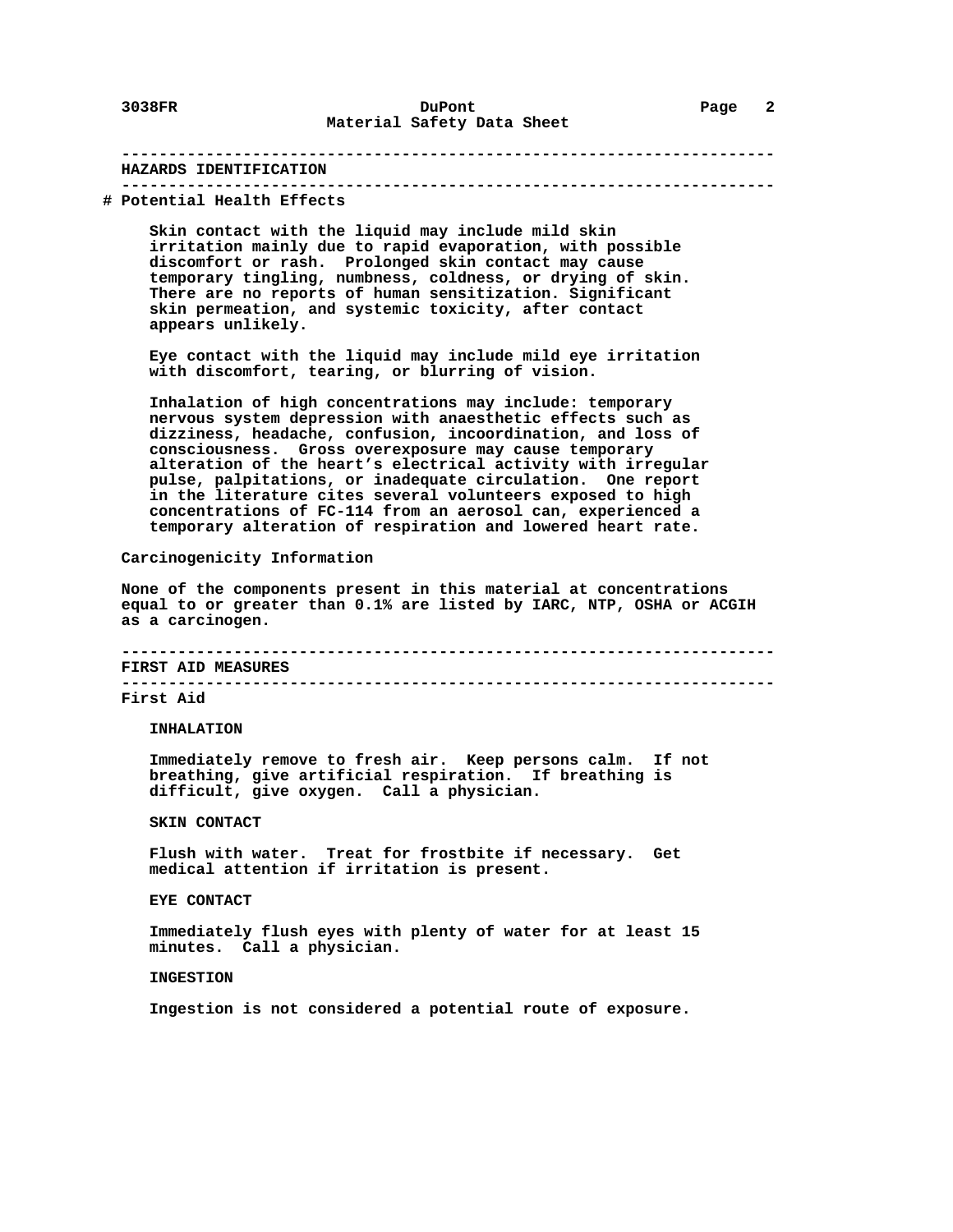## HAZARDS IDENTIFICATION

### # Potential Health Effects

Skin contact with the liquid may include mild skin irritation mainly due to rapid evaporation, with possible discomfort or rash. Prolonged skin contact may cause temporary tingling, numbness, coldness, or drying of skin. There are no reports of human sensitization. Significant skin permeation, and systemic toxicity, after contact appears unlikely.

Eye contact with the liquid may include mild eye irritation with discomfort, tearing, or blurring of vision.

Inhalation of high concentrations may include: temporary nervous system depression with anaesthetic effects such as dizziness, headache, confusion, incoordination, and loss of consciousness. Gross overexposure may cause temporary alteration of the heart's electrical activity with irregular pulse, palpitations, or inadequate circulation. One report in the literature cites several volunteers exposed to high concentrations of FC-114 from an aerosol can, experienced a temporary alteration of respiration and lowered heart rate.

### Carcinogenicity Information

None of the components present in this material at concentrations equal to or greater than 0.1% are listed by IARC, NTP, OSHA or ACGIH as a carcinogen.

## FIRST AID MEASURES

### First Aid

**INHALATION**

Immediately remove to fresh air. Keep persons calm. If not breathing, give artificial respiration. If breathing is difficult, give oxygen. Call a physician.

**SKIN CONTACT**

Flush with water. Treat for frostbite if necessary. Get medical attention if irritation is present.

**EYE CONTACT**

Immediately flush eyes with plenty of water for at least 15 minutes. Call a physician.

**INGESTION**

Ingestion is not considered a potential route of exposure.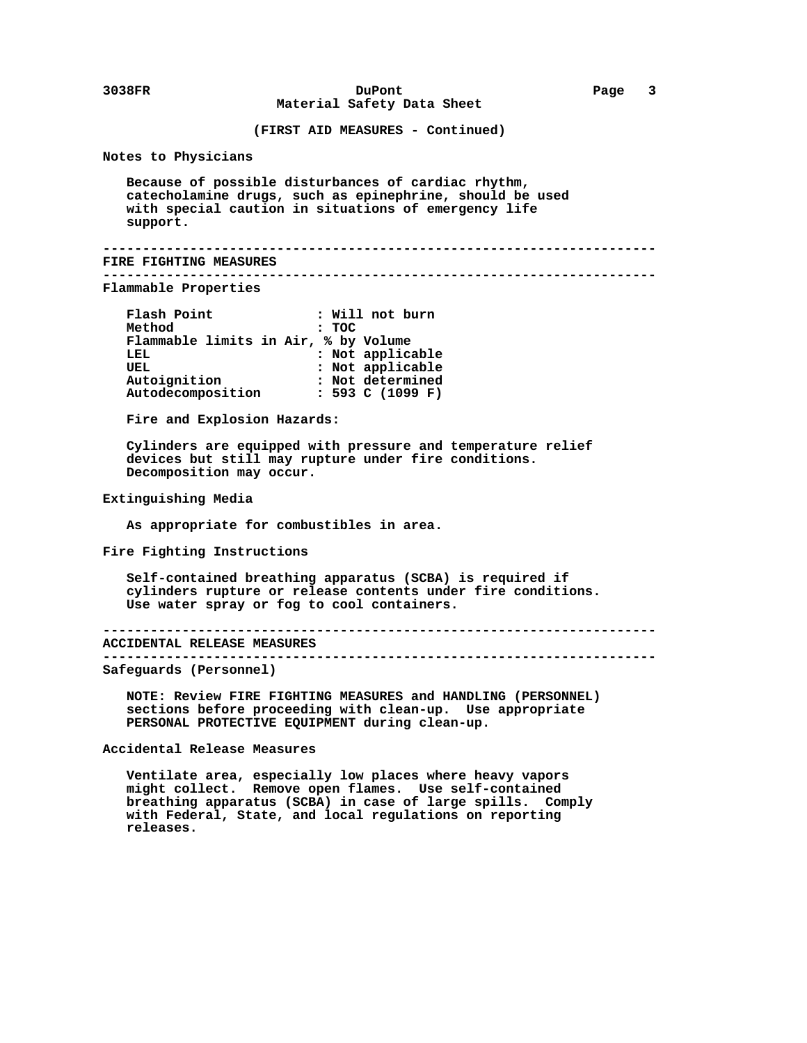(FIRST AID MEASURES - Continued)

### Notes to Physicians

Because of possible disturbances of cardiac rhythm, catecholamine drugs, such as epinephrine, should be used with special caution in situations of emergency life support.

---

## FIRE FIGHTING MEASURES

---

### Flammable Properties

| | |
|---|---|
| Flash Point | : Will not burn |
| Method | : TOC |
| Flammable limits in Air, % by Volume | |
| LEL | : Not applicable |
| UEL | : Not applicable |
| Autoignition | : Not determined |
| Autodecomposition | : 593 C (1099 F) |

Fire and Explosion Hazards:

Cylinders are equipped with pressure and temperature relief devices but still may rupture under fire conditions. Decomposition may occur.

### Extinguishing Media

As appropriate for combustibles in area.

### Fire Fighting Instructions

Self-contained breathing apparatus (SCBA) is required if cylinders rupture or release contents under fire conditions. Use water spray or fog to cool containers.

---

## ACCIDENTAL RELEASE MEASURES

---

### Safeguards (Personnel)

NOTE: Review FIRE FIGHTING MEASURES and HANDLING (PERSONNEL) sections before proceeding with clean-up. Use appropriate PERSONAL PROTECTIVE EQUIPMENT during clean-up.

### Accidental Release Measures

Ventilate area, especially low places where heavy vapors might collect. Remove open flames. Use self-contained breathing apparatus (SCBA) in case of large spills. Comply with Federal, State, and local regulations on reporting releases.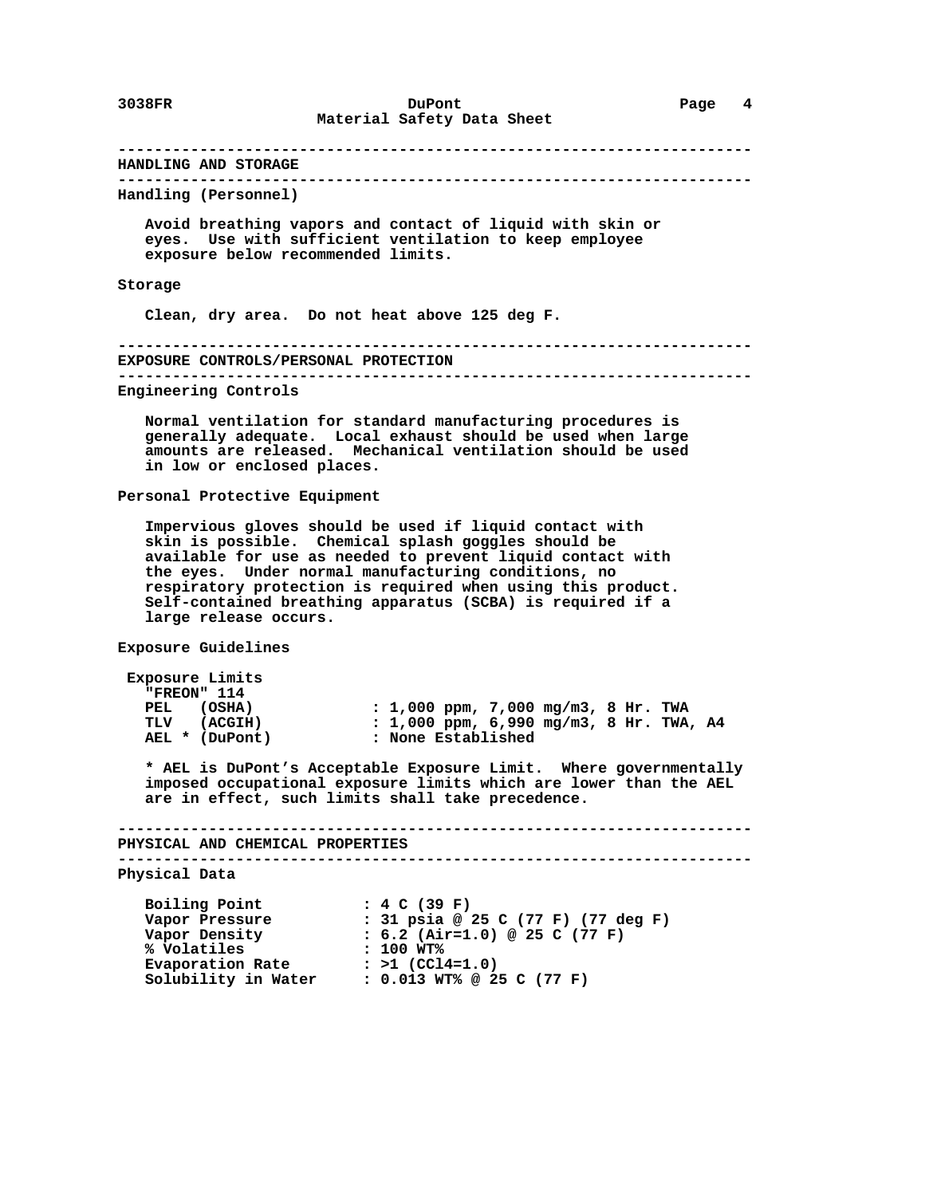## HANDLING AND STORAGE

### Handling (Personnel)

Avoid breathing vapors and contact of liquid with skin or eyes. Use with sufficient ventilation to keep employee exposure below recommended limits.

### Storage

Clean, dry area. Do not heat above 125 deg F.

## EXPOSURE CONTROLS/PERSONAL PROTECTION

### Engineering Controls

Normal ventilation for standard manufacturing procedures is generally adequate. Local exhaust should be used when large amounts are released. Mechanical ventilation should be used in low or enclosed places.

### Personal Protective Equipment

Impervious gloves should be used if liquid contact with skin is possible. Chemical splash goggles should be available for use as needed to prevent liquid contact with the eyes. Under normal manufacturing conditions, no respiratory protection is required when using this product. Self-contained breathing apparatus (SCBA) is required if a large release occurs.

### Exposure Guidelines

**Exposure Limits**

"FREON" 114

| | |
|---|---|
| PEL (OSHA) | : 1,000 ppm, 7,000 mg/m3, 8 Hr. TWA |
| TLV (ACGIH) | : 1,000 ppm, 6,990 mg/m3, 8 Hr. TWA, A4 |
| AEL * (DuPont) | : None Established |

* AEL is DuPont's Acceptable Exposure Limit. Where governmentally imposed occupational exposure limits which are lower than the AEL are in effect, such limits shall take precedence.

## PHYSICAL AND CHEMICAL PROPERTIES

### Physical Data

| | |
|---|---|
| Boiling Point | : 4 C (39 F) |
| Vapor Pressure | : 31 psia @ 25 C (77 F) (77 deg F) |
| Vapor Density | : 6.2 (Air=1.0) @ 25 C (77 F) |
| % Volatiles | : 100 WT% |
| Evaporation Rate | : >1 ($CCl_4$=1.0) |
| Solubility in Water | : 0.013 WT% @ 25 C (77 F) |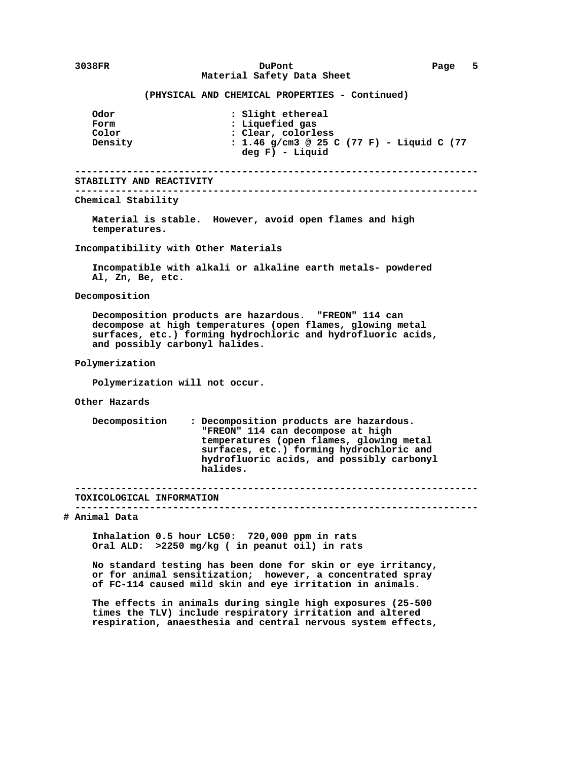(PHYSICAL AND CHEMICAL PROPERTIES - Continued)

| | |
|---|---|
| Odor | : Slight ethereal |
| Form | : Liquefied gas |
| Color | : Clear, colorless |
| Density | : 1.46 g/cm3 @ 25 C (77 F) - Liquid C (77 deg F) - Liquid |

---

## STABILITY AND REACTIVITY

---

### Chemical Stability

Material is stable. However, avoid open flames and high temperatures.

### Incompatibility with Other Materials

Incompatible with alkali or alkaline earth metals- powdered Al, Zn, Be, etc.

### Decomposition

Decomposition products are hazardous. "FREON" 114 can decompose at high temperatures (open flames, glowing metal surfaces, etc.) forming hydrochloric and hydrofluoric acids, and possibly carbonyl halides.

### Polymerization

Polymerization will not occur.

### Other Hazards

Decomposition : Decomposition products are hazardous. "FREON" 114 can decompose at high temperatures (open flames, glowing metal surfaces, etc.) forming hydrochloric and hydrofluoric acids, and possibly carbonyl halides.

---

## TOXICOLOGICAL INFORMATION

---

### # Animal Data

Inhalation 0.5 hour LC50: 720,000 ppm in rats
Oral ALD: >2250 mg/kg ( in peanut oil) in rats

No standard testing has been done for skin or eye irritancy, or for animal sensitization; however, a concentrated spray of FC-114 caused mild skin and eye irritation in animals.

The effects in animals during single high exposures (25-500 times the TLV) include respiratory irritation and altered respiration, anaesthesia and central nervous system effects,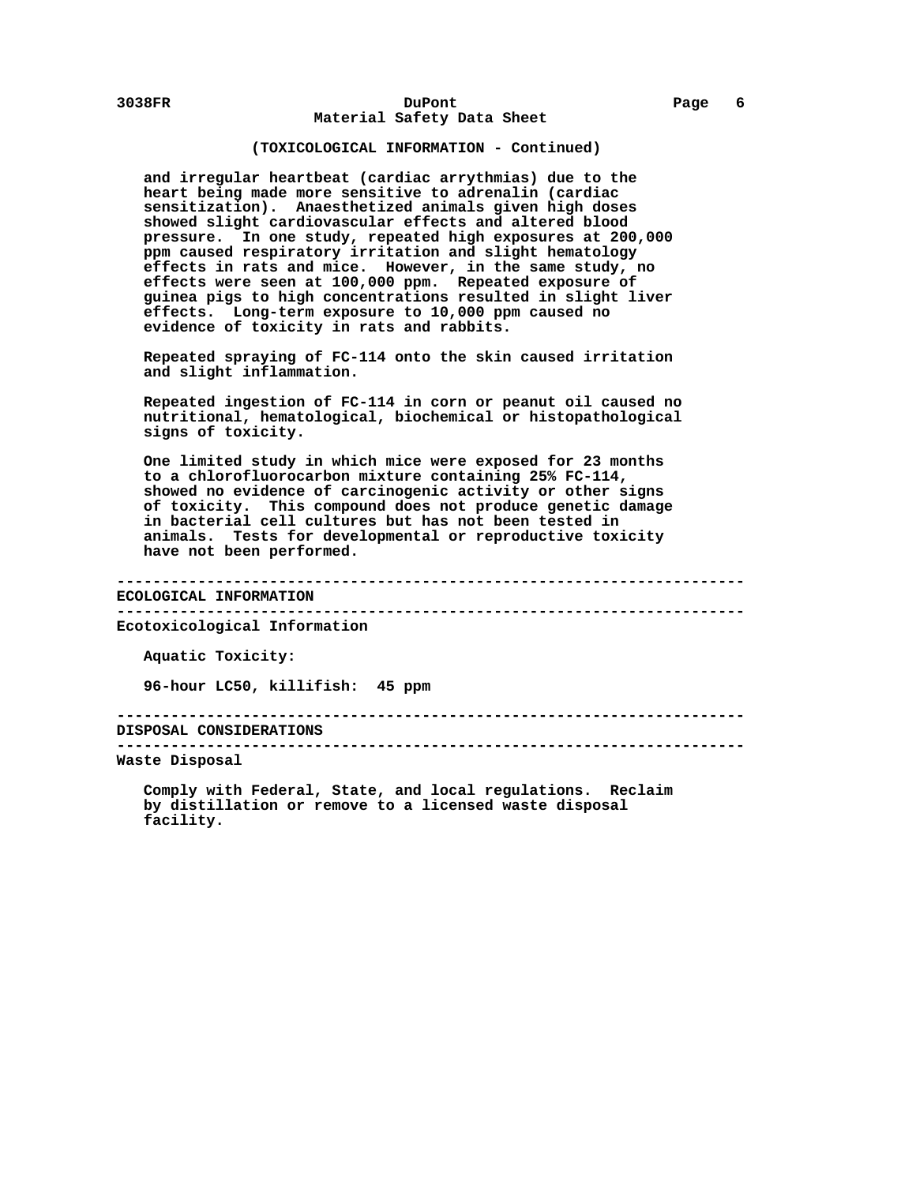(TOXICOLOGICAL INFORMATION - Continued)

and irregular heartbeat (cardiac arrythmias) due to the heart being made more sensitive to adrenalin (cardiac sensitization). Anaesthetized animals given high doses showed slight cardiovascular effects and altered blood pressure. In one study, repeated high exposures at 200,000 ppm caused respiratory irritation and slight hematology effects in rats and mice. However, in the same study, no effects were seen at 100,000 ppm. Repeated exposure of guinea pigs to high concentrations resulted in slight liver effects. Long-term exposure to 10,000 ppm caused no evidence of toxicity in rats and rabbits.

Repeated spraying of FC-114 onto the skin caused irritation and slight inflammation.

Repeated ingestion of FC-114 in corn or peanut oil caused no nutritional, hematological, biochemical or histopathological signs of toxicity.

One limited study in which mice were exposed for 23 months to a chlorofluorocarbon mixture containing 25% FC-114, showed no evidence of carcinogenic activity or other signs of toxicity. This compound does not produce genetic damage in bacterial cell cultures but has not been tested in animals. Tests for developmental or reproductive toxicity have not been performed.

## ECOLOGICAL INFORMATION

### Ecotoxicological Information

Aquatic Toxicity:

96-hour LC50, killifish: 45 ppm

## DISPOSAL CONSIDERATIONS

### Waste Disposal

Comply with Federal, State, and local regulations. Reclaim by distillation or remove to a licensed waste disposal facility.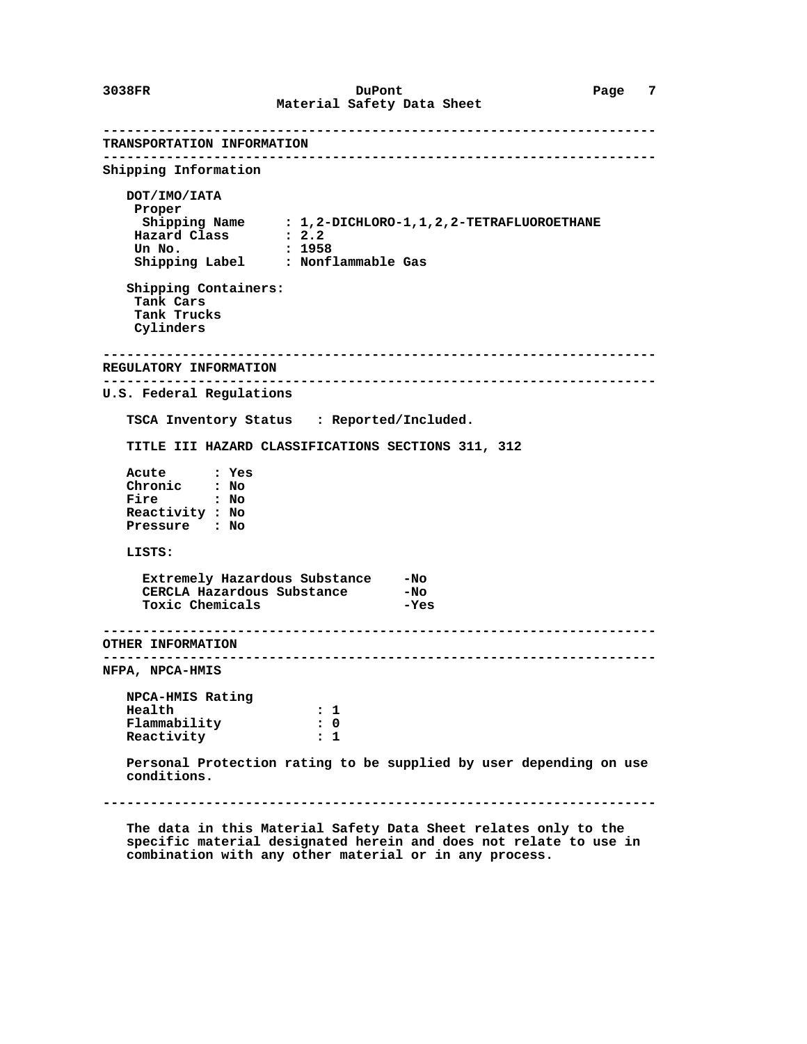## TRANSPORTATION INFORMATION

### Shipping Information

**DOT/IMO/IATA**

| | |
|---|---|
| Proper Shipping Name | : 1,2-DICHLORO-1,1,2,2-TETRAFLUOROETHANE |
| Hazard Class | : 2.2 |
| Un No. | : 1958 |
| Shipping Label | : Nonflammable Gas |

**Shipping Containers:**

- Tank Cars
- Tank Trucks
- Cylinders

## REGULATORY INFORMATION

### U.S. Federal Regulations

TSCA Inventory Status : Reported/Included.

TITLE III HAZARD CLASSIFICATIONS SECTIONS 311, 312

| | |
|---|---|
| Acute | : Yes |
| Chronic | : No |
| Fire | : No |
| Reactivity | : No |
| Pressure | : No |

LISTS:

| | |
|---|---|
| Extremely Hazardous Substance | -No |
| CERCLA Hazardous Substance | -No |
| Toxic Chemicals | -Yes |

## OTHER INFORMATION

### NFPA, NPCA-HMIS

NPCA-HMIS Rating

| | |
|---|---|
| Health | : 1 |
| Flammability | : 0 |
| Reactivity | : 1 |

Personal Protection rating to be supplied by user depending on use conditions.

---

The data in this Material Safety Data Sheet relates only to the specific material designated herein and does not relate to use in combination with any other material or in any process.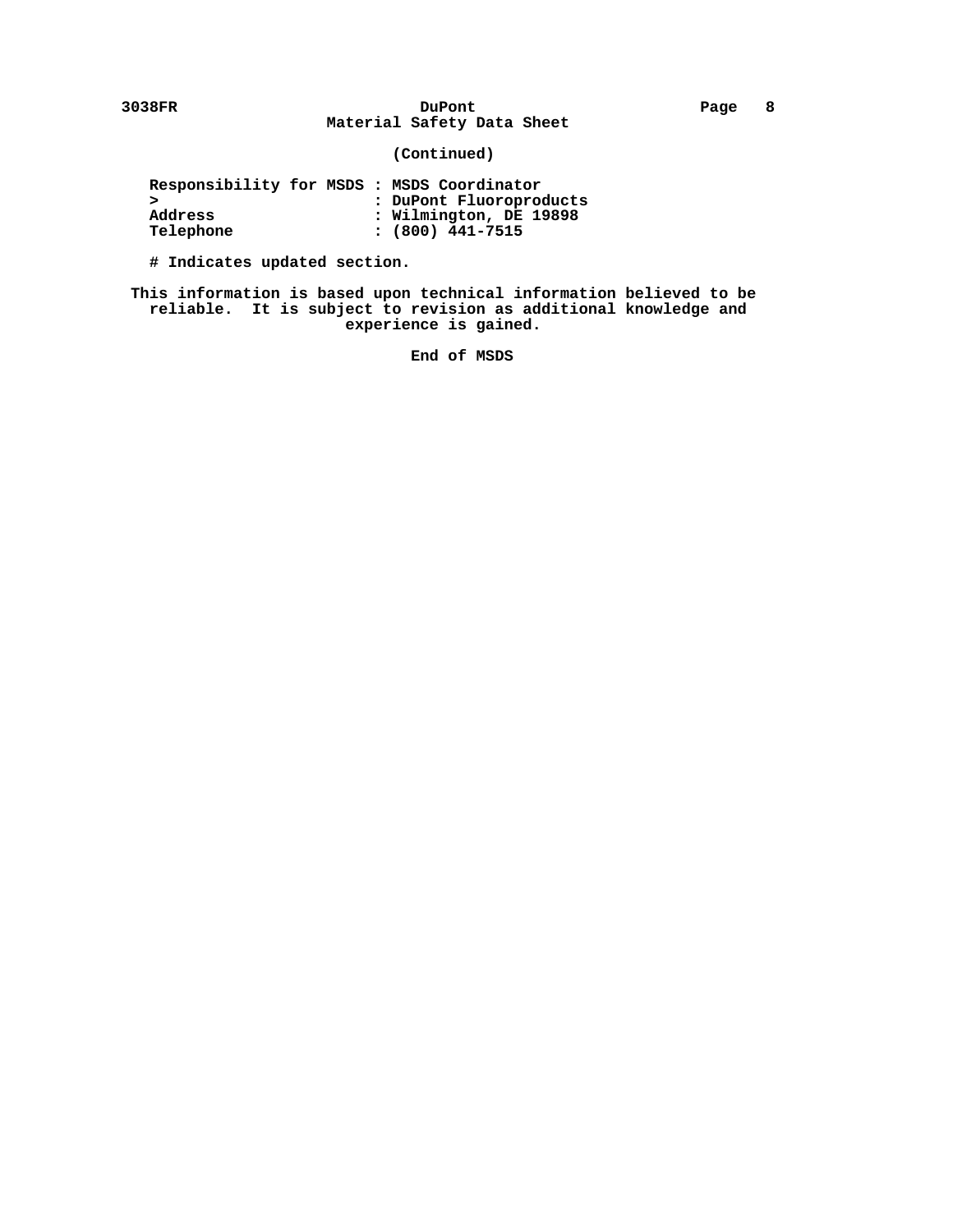**(Continued)**

| | |
|---|---|
| Responsibility for MSDS | : MSDS Coordinator |
| > | : DuPont Fluoroproducts |
| Address | : Wilmington, DE 19898 |
| Telephone | : (800) 441-7515 |

**# Indicates updated section.**

**This information is based upon technical information believed to be reliable. It is subject to revision as additional knowledge and experience is gained.**

**End of MSDS**